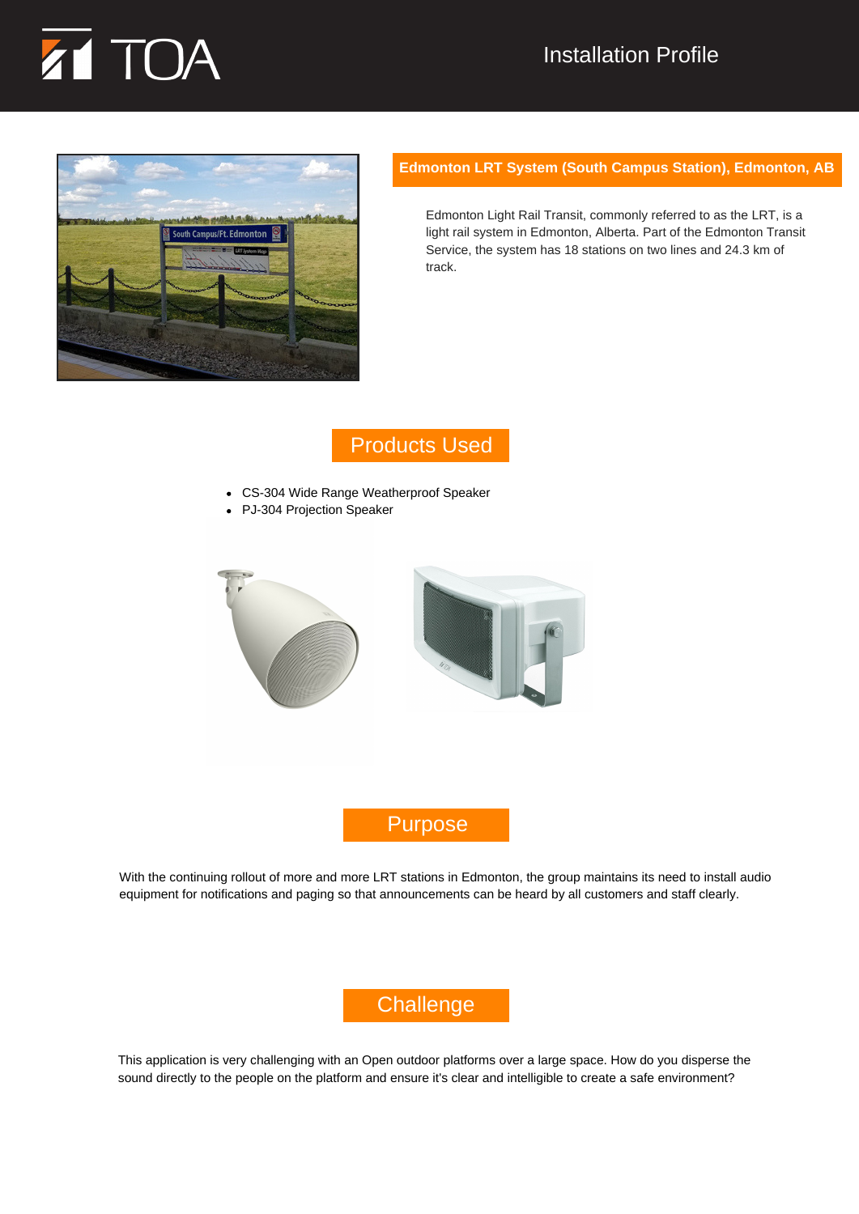TOA

Installation Profile

## Edmonton LRT System (South Campus Station), Edmonton, AB

Edmonton Light Rail Transit, commonly referred to as the LRT, is a light rail system in Edmonton, Alberta. Part of the Edmonton Transit Service, the system has 18 stations on two lines and 24.3 km of track.

## Products Used

- CS-304 Wide Range Weatherproof Speaker
- PJ-304 Projection Speaker

## Purpose

With the continuing rollout of more and more LRT stations in Edmonton, the group maintains its need to install audio equipment for notifications and paging so that announcements can be heard by all customers and staff clearly.

## Challenge

This application is very challenging with an Open outdoor platforms over a large space. How do you disperse the sound directly to the people on the platform and ensure it's clear and intelligible to create a safe environment?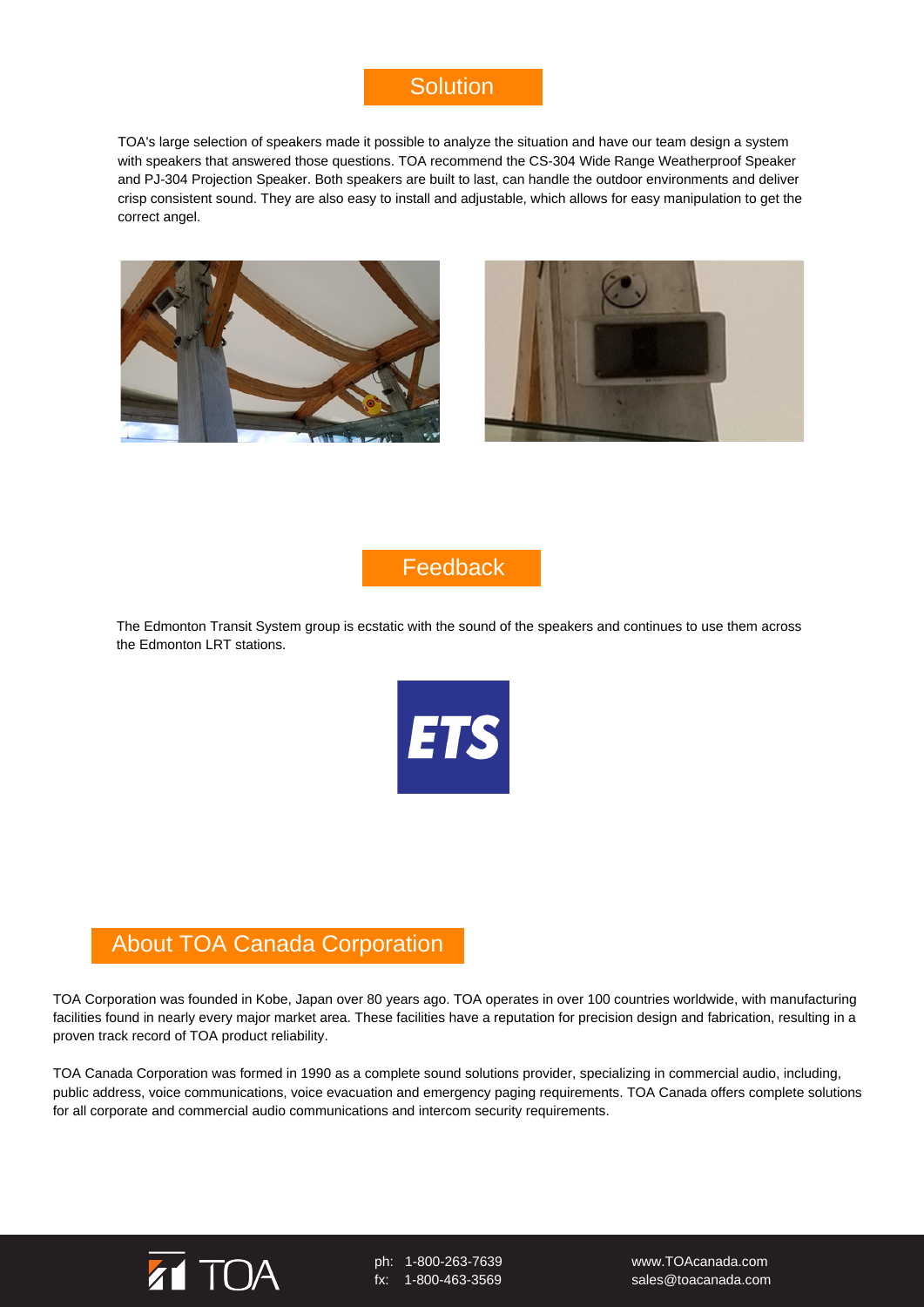## Solution

TOA's large selection of speakers made it possible to analyze the situation and have our team design a system with speakers that answered those questions. TOA recommend the CS-304 Wide Range Weatherproof Speaker and PJ-304 Projection Speaker. Both speakers are built to last, can handle the outdoor environments and deliver crisp consistent sound. They are also easy to install and adjustable, which allows for easy manipulation to get the correct angel.

## Feedback

The Edmonton Transit System group is ecstatic with the sound of the speakers and continues to use them across the Edmonton LRT stations.

## About TOA Canada Corporation

TOA Corporation was founded in Kobe, Japan over 80 years ago. TOA operates in over 100 countries worldwide, with manufacturing facilities found in nearly every major market area. These facilities have a reputation for precision design and fabrication, resulting in a proven track record of TOA product reliability.

TOA Canada Corporation was formed in 1990 as a complete sound solutions provider, specializing in commercial audio, including, public address, voice communications, voice evacuation and emergency paging requirements. TOA Canada offers complete solutions for all corporate and commercial audio communications and intercom security requirements.

ph: 1-800-263-7639
fx: 1-800-463-3569

www.TOAcanada.com
sales@toacanada.com